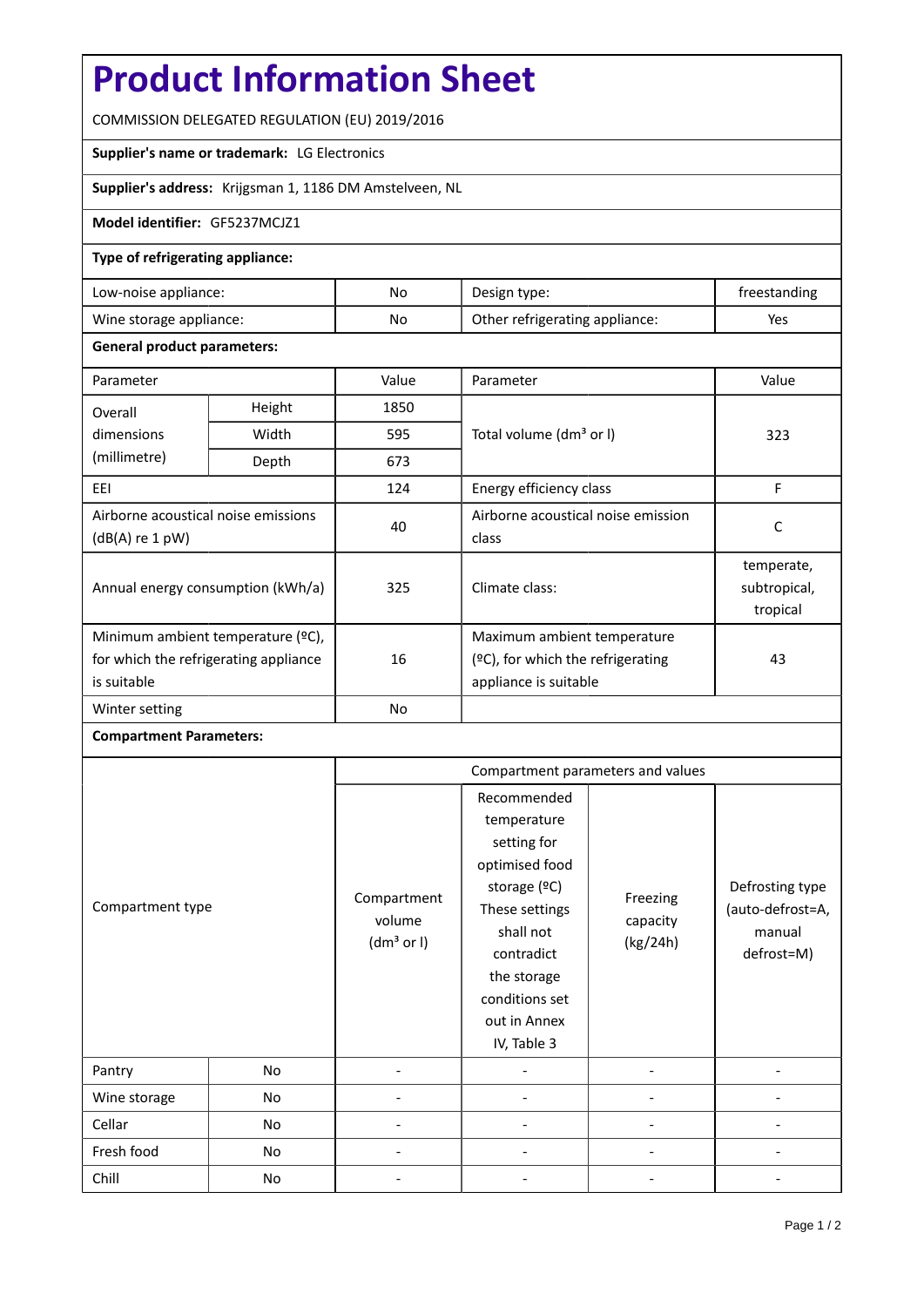# Product Information Sheet

COMMISSION DELEGATED REGULATION (EU) 2019/2016

**Supplier's name or trademark:** LG Electronics

**Supplier's address:** Krijgsman 1, 1186 DM Amstelveen, NL

**Model identifier:** GF5237MCJZ1

**Type of refrigerating appliance:**

| | | | |
|---|---|---|---|
| Low-noise appliance: | No | Design type: | freestanding |
| Wine storage appliance: | No | Other refrigerating appliance: | Yes |

**General product parameters:**

| Parameter | | Value | Parameter | Value |
|---|---|---|---|---|
| Overall dimensions (millimetre) | Height | 1850 | Total volume ($dm^3$ or l) | 323 |
| | Width | 595 | | |
| | Depth | 673 | | |
| EEI | | 124 | Energy efficiency class | F |
| Airborne acoustical noise emissions (dB(A) re 1 pW) | | 40 | Airborne acoustical noise emission class | C |
| Annual energy consumption (kWh/a) | | 325 | Climate class: | temperate, subtropical, tropical |
| Minimum ambient temperature (ºC), for which the refrigerating appliance is suitable | | 16 | Maximum ambient temperature (ºC), for which the refrigerating appliance is suitable | 43 |
| Winter setting | | No | | |

**Compartment Parameters:**

| Compartment type | | Compartment parameters and values | | | |
|---|---|---|---|---|---|
| | | Compartment volume ($dm^3$ or l) | Recommended temperature setting for optimised food storage (ºC) These settings shall not contradict the storage conditions set out in Annex IV, Table 3 | Freezing capacity (kg/24h) | Defrosting type (auto-defrost=A, manual defrost=M) |
| Pantry | No | - | - | - | - |
| Wine storage | No | - | - | - | - |
| Cellar | No | - | - | - | - |
| Fresh food | No | - | - | - | - |
| Chill | No | - | - | - | - |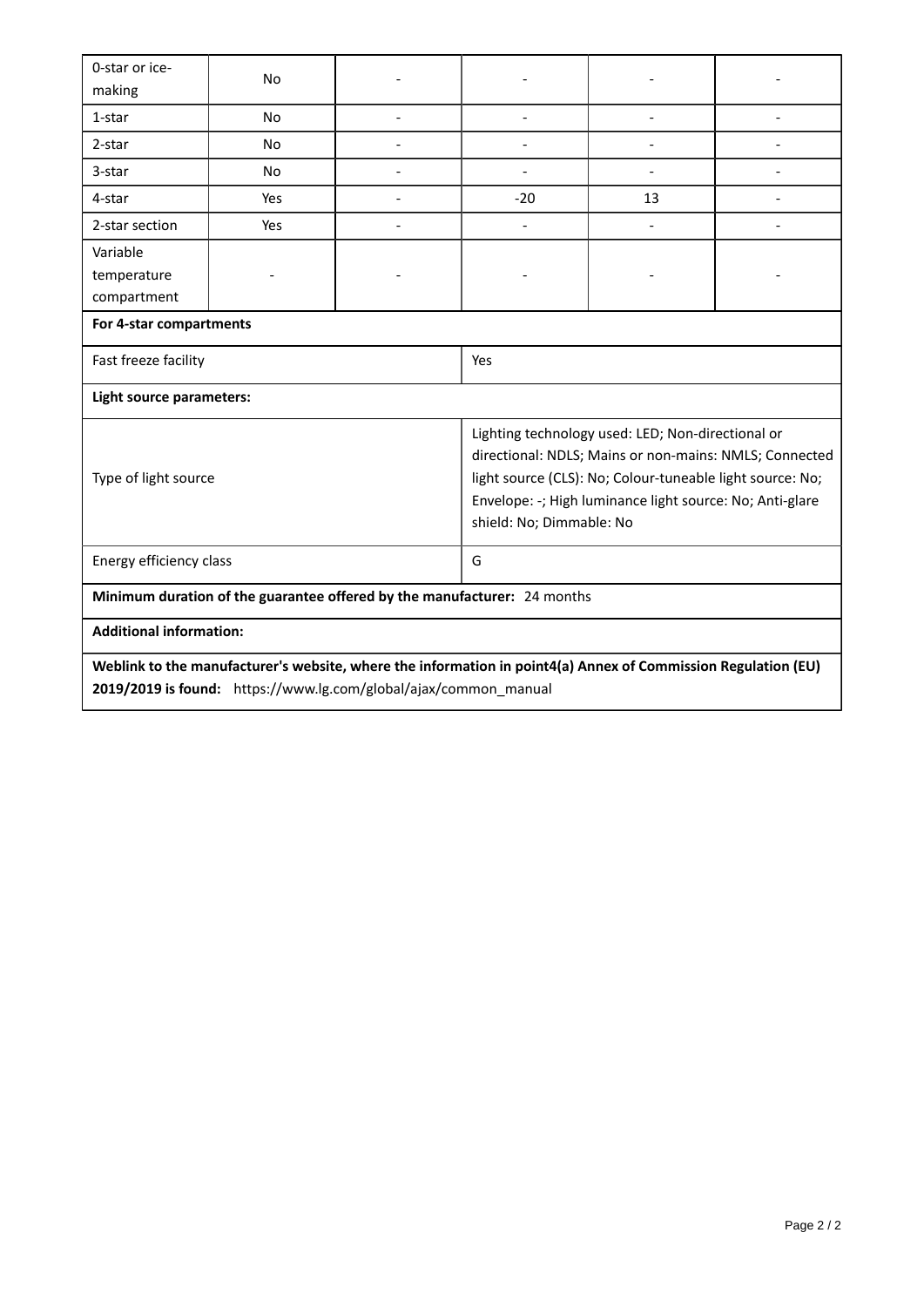| | | | | | |
|---|---|---|---|---|---|
| 0-star or ice-making | No | - | - | - | - |
| 1-star | No | - | - | - | - |
| 2-star | No | - | - | - | - |
| 3-star | No | - | - | - | - |
| 4-star | Yes | - | -20 | 13 | - |
| 2-star section | Yes | - | - | - | - |
| Variable temperature compartment | - | - | - | - | - |

| | |
|---|---|
| **For 4-star compartments** | |
| Fast freeze facility | Yes |
| **Light source parameters:** | |
| Type of light source | Lighting technology used: LED; Non-directional or directional: NDLS; Mains or non-mains: NMLS; Connected light source (CLS): No; Colour-tuneable light source: No; Envelope: -; High luminance light source: No; Anti-glare shield: No; Dimmable: No |
| Energy efficiency class | G |

**Minimum duration of the guarantee offered by the manufacturer:** 24 months

**Additional information:**

**Weblink to the manufacturer's website, where the information in point4(a) Annex of Commission Regulation (EU) 2019/2019 is found:** https://www.lg.com/global/ajax/common_manual